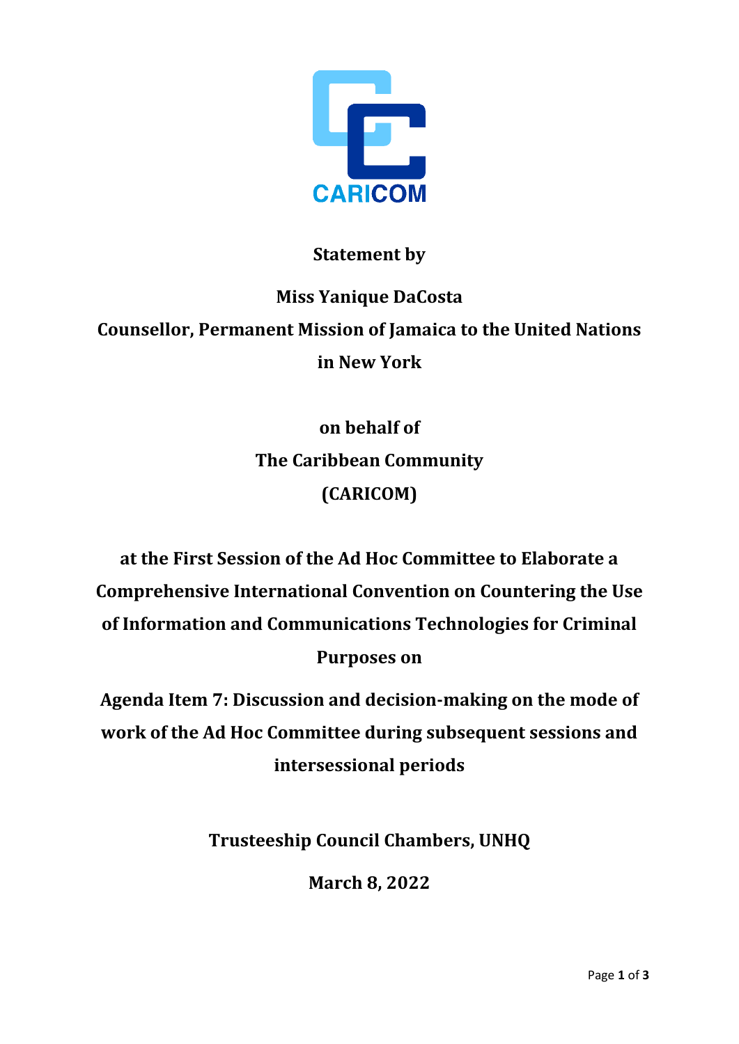CARICOM

**Statement by**

**Miss Yanique DaCosta**

**Counsellor, Permanent Mission of Jamaica to the United Nations in New York**

**on behalf of**

**The Caribbean Community (CARICOM)**

**at the First Session of the Ad Hoc Committee to Elaborate a Comprehensive International Convention on Countering the Use of Information and Communications Technologies for Criminal Purposes on**

**Agenda Item 7: Discussion and decision-making on the mode of work of the Ad Hoc Committee during subsequent sessions and intersessional periods**

**Trusteeship Council Chambers, UNHQ**

**March 8, 2022**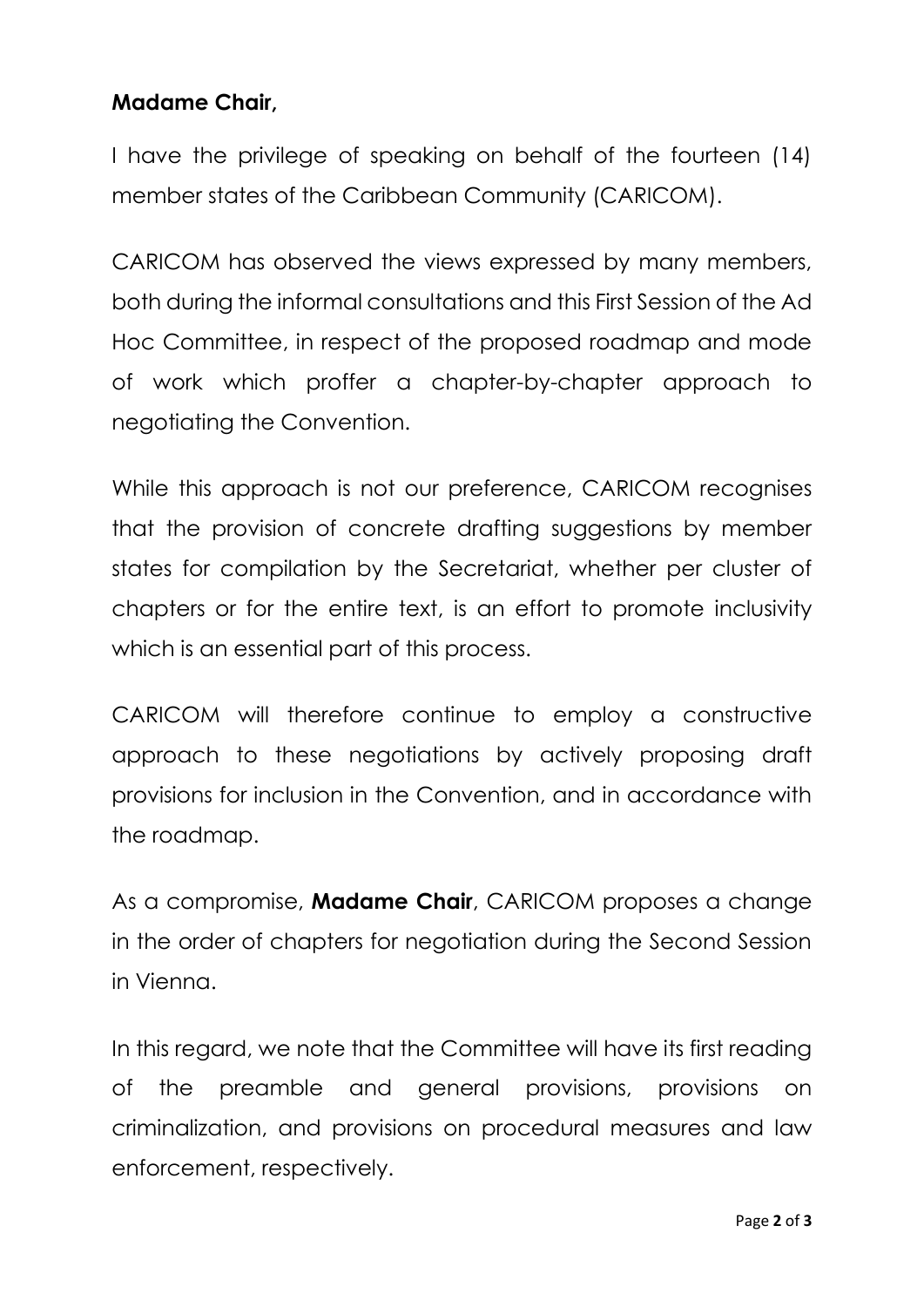**Madame Chair,**

I have the privilege of speaking on behalf of the fourteen (14) member states of the Caribbean Community (CARICOM).

CARICOM has observed the views expressed by many members, both during the informal consultations and this First Session of the Ad Hoc Committee, in respect of the proposed roadmap and mode of work which proffer a chapter-by-chapter approach to negotiating the Convention.

While this approach is not our preference, CARICOM recognises that the provision of concrete drafting suggestions by member states for compilation by the Secretariat, whether per cluster of chapters or for the entire text, is an effort to promote inclusivity which is an essential part of this process.

CARICOM will therefore continue to employ a constructive approach to these negotiations by actively proposing draft provisions for inclusion in the Convention, and in accordance with the roadmap.

As a compromise, **Madame Chair**, CARICOM proposes a change in the order of chapters for negotiation during the Second Session in Vienna.

In this regard, we note that the Committee will have its first reading of the preamble and general provisions, provisions on criminalization, and provisions on procedural measures and law enforcement, respectively.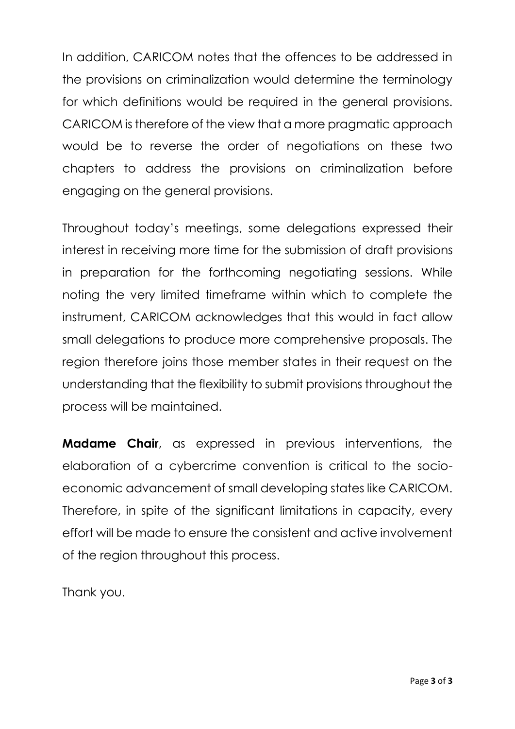In addition, CARICOM notes that the offences to be addressed in the provisions on criminalization would determine the terminology for which definitions would be required in the general provisions. CARICOM is therefore of the view that a more pragmatic approach would be to reverse the order of negotiations on these two chapters to address the provisions on criminalization before engaging on the general provisions.

Throughout today's meetings, some delegations expressed their interest in receiving more time for the submission of draft provisions in preparation for the forthcoming negotiating sessions. While noting the very limited timeframe within which to complete the instrument, CARICOM acknowledges that this would in fact allow small delegations to produce more comprehensive proposals. The region therefore joins those member states in their request on the understanding that the flexibility to submit provisions throughout the process will be maintained.

**Madame Chair**, as expressed in previous interventions, the elaboration of a cybercrime convention is critical to the socio-economic advancement of small developing states like CARICOM. Therefore, in spite of the significant limitations in capacity, every effort will be made to ensure the consistent and active involvement of the region throughout this process.

Thank you.